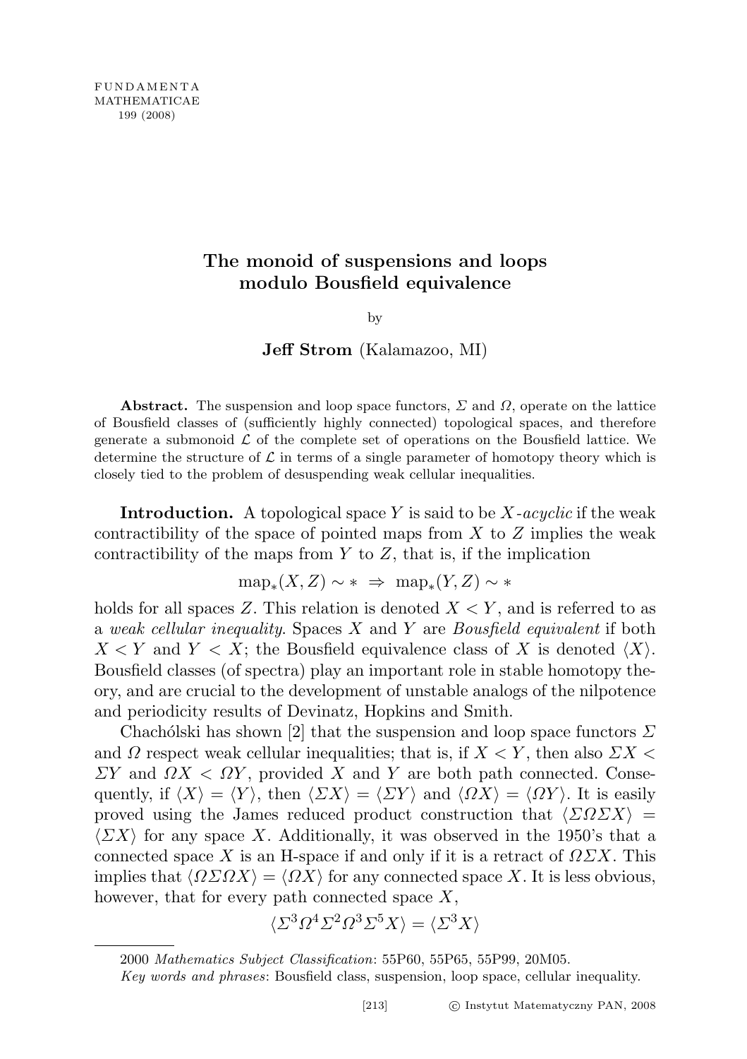# The monoid of suspensions and loops modulo Bousfield equivalence

by

**Jeff Strom** (Kalamazoo, MI)

**Abstract.** The suspension and loop space functors, $\Sigma$ and $\Omega$, operate on the lattice of Bousfield classes of (sufficiently highly connected) topological spaces, and therefore generate a submonoid $\mathcal{L}$ of the complete set of operations on the Bousfield lattice. We determine the structure of $\mathcal{L}$ in terms of a single parameter of homotopy theory which is closely tied to the problem of desuspending weak cellular inequalities.

**Introduction.** A topological space $Y$ is said to be $X$*-acyclic* if the weak contractibility of the space of pointed maps from $X$ to $Z$ implies the weak contractibility of the maps from $Y$ to $Z$, that is, if the implication

$$\mathrm{map}_*(X, Z) \sim * \ \Rightarrow\ \mathrm{map}_*(Y, Z) \sim *$$

holds for all spaces $Z$. This relation is denoted $X < Y$, and is referred to as a *weak cellular inequality*. Spaces $X$ and $Y$ are *Bousfield equivalent* if both $X < Y$ and $Y < X$; the Bousfield equivalence class of $X$ is denoted $\langle X \rangle$. Bousfield classes (of spectra) play an important role in stable homotopy theory, and are crucial to the development of unstable analogs of the nilpotence and periodicity results of Devinatz, Hopkins and Smith.

Chachólski has shown [2] that the suspension and loop space functors $\Sigma$ and $\Omega$ respect weak cellular inequalities; that is, if $X < Y$, then also $\Sigma X < \Sigma Y$ and $\Omega X < \Omega Y$, provided $X$ and $Y$ are both path connected. Consequently, if $\langle X \rangle = \langle Y \rangle$, then $\langle \Sigma X \rangle = \langle \Sigma Y \rangle$ and $\langle \Omega X \rangle = \langle \Omega Y \rangle$. It is easily proved using the James reduced product construction that $\langle \Sigma\Omega\Sigma X \rangle = \langle \Sigma X \rangle$ for any space $X$. Additionally, it was observed in the 1950's that a connected space $X$ is an H-space if and only if it is a retract of $\Omega\Sigma X$. This implies that $\langle \Omega\Sigma\Omega X \rangle = \langle \Omega X \rangle$ for any connected space $X$. It is less obvious, however, that for every path connected space $X$,

$$\langle \Sigma^3\Omega^4\Sigma^2\Omega^3\Sigma^5 X \rangle = \langle \Sigma^3 X \rangle$$

---

2000 *Mathematics Subject Classification*: 55P60, 55P65, 55P99, 20M05.

*Key words and phrases*: Bousfield class, suspension, loop space, cellular inequality.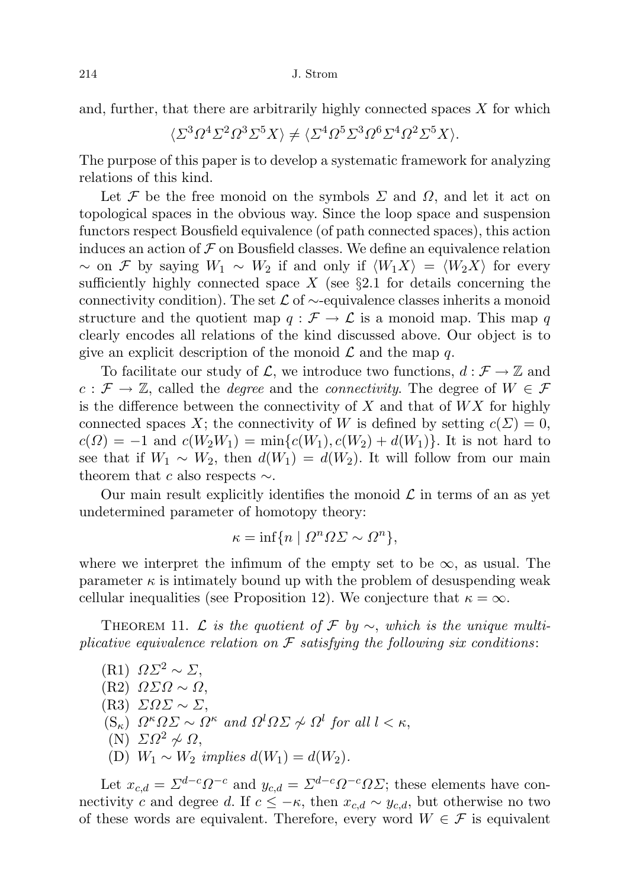and, further, that there are arbitrarily highly connected spaces $X$ for which

$$\langle \Sigma^3\Omega^4\Sigma^2\Omega^3\Sigma^5 X\rangle \neq \langle \Sigma^4\Omega^5\Sigma^3\Omega^6\Sigma^4\Omega^2\Sigma^5 X\rangle.$$

The purpose of this paper is to develop a systematic framework for analyzing relations of this kind.

Let $\mathcal{F}$ be the free monoid on the symbols $\Sigma$ and $\Omega$, and let it act on topological spaces in the obvious way. Since the loop space and suspension functors respect Bousfield equivalence (of path connected spaces), this action induces an action of $\mathcal{F}$ on Bousfield classes. We define an equivalence relation $\sim$ on $\mathcal{F}$ by saying $W_1 \sim W_2$ if and only if $\langle W_1 X\rangle = \langle W_2 X\rangle$ for every sufficiently highly connected space $X$ (see §2.1 for details concerning the connectivity condition). The set $\mathcal{L}$ of $\sim$-equivalence classes inherits a monoid structure and the quotient map $q : \mathcal{F} \to \mathcal{L}$ is a monoid map. This map $q$ clearly encodes all relations of the kind discussed above. Our object is to give an explicit description of the monoid $\mathcal{L}$ and the map $q$.

To facilitate our study of $\mathcal{L}$, we introduce two functions, $d : \mathcal{F} \to \mathbb{Z}$ and $c : \mathcal{F} \to \mathbb{Z}$, called the *degree* and the *connectivity*. The degree of $W \in \mathcal{F}$ is the difference between the connectivity of $X$ and that of $WX$ for highly connected spaces $X$; the connectivity of $W$ is defined by setting $c(\Sigma) = 0$, $c(\Omega) = -1$ and $c(W_2W_1) = \min\{c(W_1), c(W_2) + d(W_1)\}$. It is not hard to see that if $W_1 \sim W_2$, then $d(W_1) = d(W_2)$. It will follow from our main theorem that $c$ also respects $\sim$.

Our main result explicitly identifies the monoid $\mathcal{L}$ in terms of an as yet undetermined parameter of homotopy theory:

$$\kappa = \inf\{n \mid \Omega^n\Omega\Sigma \sim \Omega^n\},$$

where we interpret the infimum of the empty set to be $\infty$, as usual. The parameter $\kappa$ is intimately bound up with the problem of desuspending weak cellular inequalities (see Proposition 12). We conjecture that $\kappa = \infty$.

Theorem 11. *$\mathcal{L}$ is the quotient of $\mathcal{F}$ by $\sim$, which is the unique multiplicative equivalence relation on $\mathcal{F}$ satisfying the following six conditions*:

- (R1) $\Omega\Sigma^2 \sim \Sigma$,
- (R2) $\Omega\Sigma\Omega \sim \Omega$,
- (R3) $\Sigma\Omega\Sigma \sim \Sigma$,
- ($\mathrm{S}_\kappa$) $\Omega^\kappa\Omega\Sigma \sim \Omega^\kappa$ *and* $\Omega^l\Omega\Sigma \not\sim \Omega^l$ *for all* $l < \kappa$,
- (N) $\Sigma\Omega^2 \not\sim \Omega$,
- (D) $W_1 \sim W_2$ *implies* $d(W_1) = d(W_2)$.

Let $x_{c,d} = \Sigma^{d-c}\Omega^{-c}$ and $y_{c,d} = \Sigma^{d-c}\Omega^{-c}\Omega\Sigma$; these elements have connectivity $c$ and degree $d$. If $c \leq -\kappa$, then $x_{c,d} \sim y_{c,d}$, but otherwise no two of these words are equivalent. Therefore, every word $W \in \mathcal{F}$ is equivalent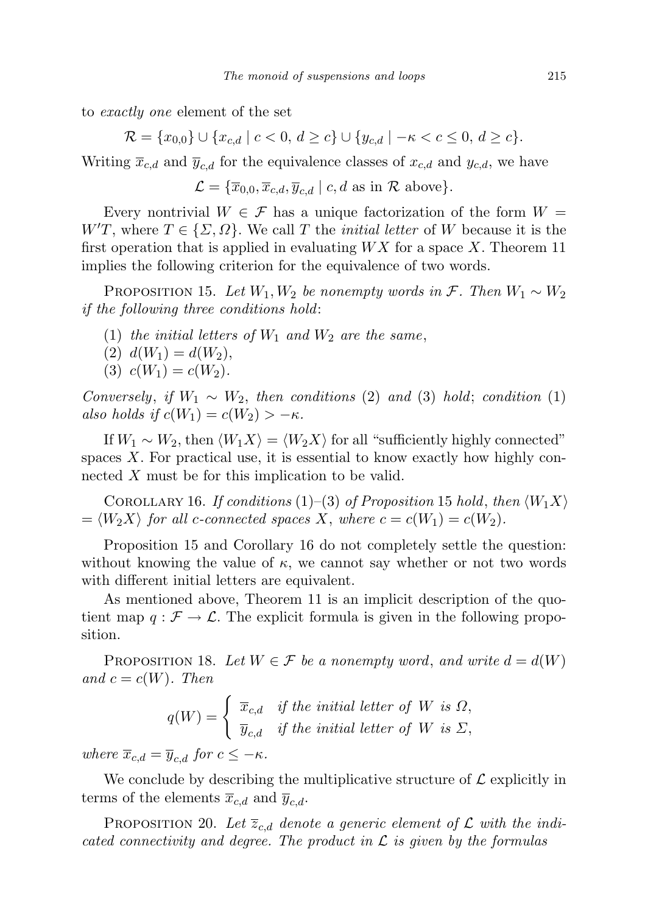to *exactly one* element of the set

$$\mathcal{R} = \{x_{0,0}\} \cup \{x_{c,d} \mid c < 0,\ d \geq c\} \cup \{y_{c,d} \mid -\kappa < c \leq 0,\ d \geq c\}.$$

Writing $\overline{x}_{c,d}$ and $\overline{y}_{c,d}$ for the equivalence classes of $x_{c,d}$ and $y_{c,d}$, we have

$$\mathcal{L} = \{\overline{x}_{0,0}, \overline{x}_{c,d}, \overline{y}_{c,d} \mid c, d \text{ as in } \mathcal{R} \text{ above}\}.$$

Every nontrivial $W \in \mathcal{F}$ has a unique factorization of the form $W = W'T$, where $T \in \{\Sigma, \Omega\}$. We call $T$ the *initial letter* of $W$ because it is the first operation that is applied in evaluating $WX$ for a space $X$. Theorem 11 implies the following criterion for the equivalence of two words.

Proposition 15. *Let $W_1, W_2$ be nonempty words in $\mathcal{F}$. Then $W_1 \sim W_2$ if the following three conditions hold*:

1. *the initial letters of $W_1$ and $W_2$ are the same*,
2. $d(W_1) = d(W_2)$,
3. $c(W_1) = c(W_2)$.

*Conversely, if $W_1 \sim W_2$, then conditions* (2) *and* (3) *hold*; *condition* (1) *also holds if $c(W_1) = c(W_2) > -\kappa$.*

If $W_1 \sim W_2$, then $\langle W_1 X\rangle = \langle W_2 X\rangle$ for all "sufficiently highly connected" spaces $X$. For practical use, it is essential to know exactly how highly connected $X$ must be for this implication to be valid.

Corollary 16. *If conditions* (1)–(3) *of Proposition* 15 *hold, then $\langle W_1 X\rangle = \langle W_2 X\rangle$ for all $c$-connected spaces $X$, where $c = c(W_1) = c(W_2)$.*

Proposition 15 and Corollary 16 do not completely settle the question: without knowing the value of $\kappa$, we cannot say whether or not two words with different initial letters are equivalent.

As mentioned above, Theorem 11 is an implicit description of the quotient map $q : \mathcal{F} \to \mathcal{L}$. The explicit formula is given in the following proposition.

Proposition 18. *Let $W \in \mathcal{F}$ be a nonempty word, and write $d = d(W)$ and $c = c(W)$. Then*

$$q(W) = \begin{cases} \overline{x}_{c,d} & \text{if the initial letter of } W \text{ is } \Omega, \\ \overline{y}_{c,d} & \text{if the initial letter of } W \text{ is } \Sigma, \end{cases}$$

*where $\overline{x}_{c,d} = \overline{y}_{c,d}$ for $c \leq -\kappa$.*

We conclude by describing the multiplicative structure of $\mathcal{L}$ explicitly in terms of the elements $\overline{x}_{c,d}$ and $\overline{y}_{c,d}$.

Proposition 20. *Let $\overline{z}_{c,d}$ denote a generic element of $\mathcal{L}$ with the indicated connectivity and degree. The product in $\mathcal{L}$ is given by the formulas*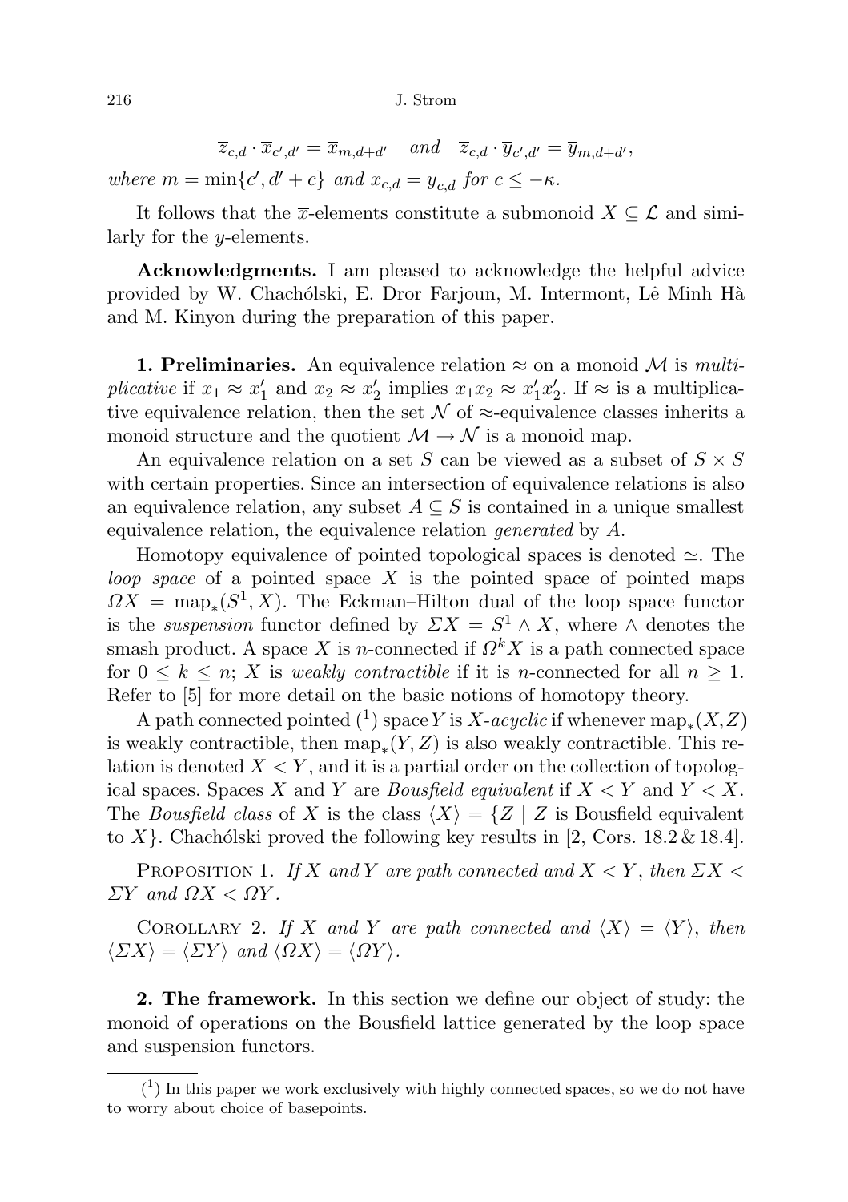$$\overline{z}_{c,d} \cdot \overline{x}_{c',d'} = \overline{x}_{m,d+d'} \quad \textit{and} \quad \overline{z}_{c,d} \cdot \overline{y}_{c',d'} = \overline{y}_{m,d+d'},$$

*where* $m = \min\{c', d' + c\}$ *and* $\overline{x}_{c,d} = \overline{y}_{c,d}$ *for* $c \le -\kappa$.

It follows that the $\overline{x}$-elements constitute a submonoid $X \subseteq \mathcal{L}$ and similarly for the $\overline{y}$-elements.

**Acknowledgments.** I am pleased to acknowledge the helpful advice provided by W. Chachólski, E. Dror Farjoun, M. Intermont, Lê Minh Hà and M. Kinyon during the preparation of this paper.

**1. Preliminaries.** An equivalence relation $\approx$ on a monoid $\mathcal{M}$ is *multiplicative* if $x_1 \approx x_1'$ and $x_2 \approx x_2'$ implies $x_1 x_2 \approx x_1' x_2'$. If $\approx$ is a multiplicative equivalence relation, then the set $\mathcal{N}$ of $\approx$-equivalence classes inherits a monoid structure and the quotient $\mathcal{M} \to \mathcal{N}$ is a monoid map.

An equivalence relation on a set $S$ can be viewed as a subset of $S \times S$ with certain properties. Since an intersection of equivalence relations is also an equivalence relation, any subset $A \subseteq S$ is contained in a unique smallest equivalence relation, the equivalence relation *generated* by $A$.

Homotopy equivalence of pointed topological spaces is denoted $\simeq$. The *loop space* of a pointed space $X$ is the pointed space of pointed maps $\Omega X = \mathrm{map}_*(S^1, X)$. The Eckman–Hilton dual of the loop space functor is the *suspension* functor defined by $\Sigma X = S^1 \wedge X$, where $\wedge$ denotes the smash product. A space $X$ is $n$-connected if $\Omega^k X$ is a path connected space for $0 \le k \le n$; $X$ is *weakly contractible* if it is $n$-connected for all $n \ge 1$. Refer to [5] for more detail on the basic notions of homotopy theory.

A path connected pointed [1] space $Y$ is $X$*-acyclic* if whenever $\mathrm{map}_*(X, Z)$ is weakly contractible, then $\mathrm{map}_*(Y, Z)$ is also weakly contractible. This relation is denoted $X < Y$, and it is a partial order on the collection of topological spaces. Spaces $X$ and $Y$ are *Bousfield equivalent* if $X < Y$ and $Y < X$. The *Bousfield class* of $X$ is the class $\langle X \rangle = \{Z \mid Z$ is Bousfield equivalent to $X\}$. Chachólski proved the following key results in [2, Cors. 18.2 & 18.4].

Proposition 1. *If* $X$ *and* $Y$ *are path connected and* $X < Y$, *then* $\Sigma X < \Sigma Y$ *and* $\Omega X < \Omega Y$.

Corollary 2. *If* $X$ *and* $Y$ *are path connected and* $\langle X \rangle = \langle Y \rangle$, *then* $\langle \Sigma X \rangle = \langle \Sigma Y \rangle$ *and* $\langle \Omega X \rangle = \langle \Omega Y \rangle$.

**2. The framework.** In this section we define our object of study: the monoid of operations on the Bousfield lattice generated by the loop space and suspension functors.

[1] In this paper we work exclusively with highly connected spaces, so we do not have to worry about choice of basepoints.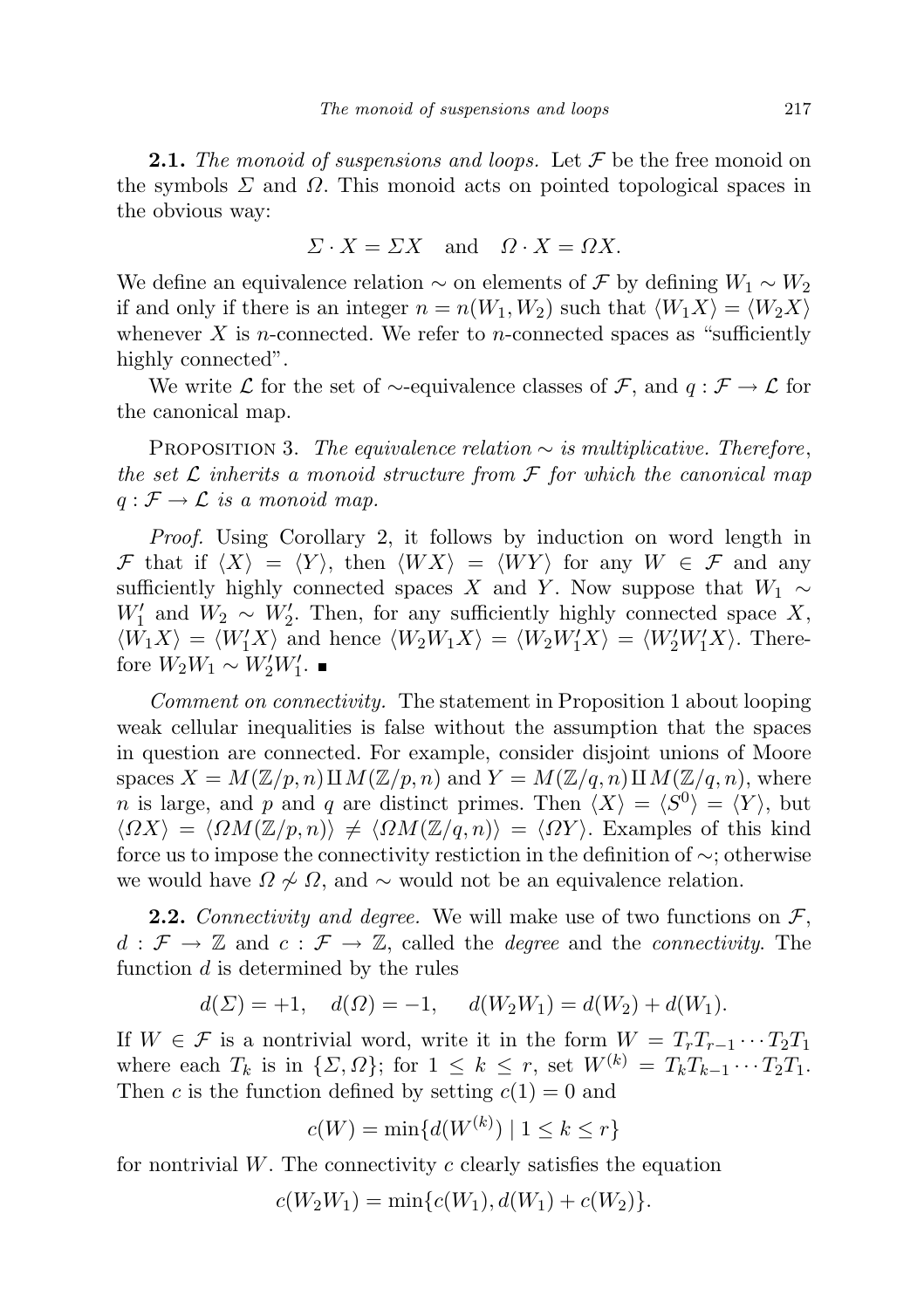**2.1.** *The monoid of suspensions and loops.* Let $\mathcal{F}$ be the free monoid on the symbols $\Sigma$ and $\Omega$. This monoid acts on pointed topological spaces in the obvious way:

$$\Sigma \cdot X = \Sigma X \quad \text{and} \quad \Omega \cdot X = \Omega X.$$

We define an equivalence relation $\sim$ on elements of $\mathcal{F}$ by defining $W_1 \sim W_2$ if and only if there is an integer $n = n(W_1, W_2)$ such that $\langle W_1 X\rangle = \langle W_2 X\rangle$ whenever $X$ is $n$-connected. We refer to $n$-connected spaces as "sufficiently highly connected".

We write $\mathcal{L}$ for the set of $\sim$-equivalence classes of $\mathcal{F}$, and $q : \mathcal{F} \to \mathcal{L}$ for the canonical map.

Proposition 3. *The equivalence relation $\sim$ is multiplicative. Therefore, the set $\mathcal{L}$ inherits a monoid structure from $\mathcal{F}$ for which the canonical map $q : \mathcal{F} \to \mathcal{L}$ is a monoid map.*

*Proof.* Using Corollary 2, it follows by induction on word length in $\mathcal{F}$ that if $\langle X\rangle = \langle Y\rangle$, then $\langle WX\rangle = \langle WY\rangle$ for any $W \in \mathcal{F}$ and any sufficiently highly connected spaces $X$ and $Y$. Now suppose that $W_1 \sim W_1'$ and $W_2 \sim W_2'$. Then, for any sufficiently highly connected space $X$, $\langle W_1 X\rangle = \langle W_1' X\rangle$ and hence $\langle W_2 W_1 X\rangle = \langle W_2 W_1' X\rangle = \langle W_2' W_1' X\rangle$. Therefore $W_2 W_1 \sim W_2' W_1'$. ∎

*Comment on connectivity.* The statement in Proposition 1 about looping weak cellular inequalities is false without the assumption that the spaces in question are connected. For example, consider disjoint unions of Moore spaces $X = M(\mathbb{Z}/p, n) \amalg M(\mathbb{Z}/p, n)$ and $Y = M(\mathbb{Z}/q, n) \amalg M(\mathbb{Z}/q, n)$, where $n$ is large, and $p$ and $q$ are distinct primes. Then $\langle X\rangle = \langle S^0\rangle = \langle Y\rangle$, but $\langle \Omega X\rangle = \langle \Omega M(\mathbb{Z}/p, n)\rangle \neq \langle \Omega M(\mathbb{Z}/q, n)\rangle = \langle \Omega Y\rangle$. Examples of this kind force us to impose the connectivity restiction in the definition of $\sim$; otherwise we would have $\Omega \not\sim \Omega$, and $\sim$ would not be an equivalence relation.

**2.2.** *Connectivity and degree.* We will make use of two functions on $\mathcal{F}$, $d : \mathcal{F} \to \mathbb{Z}$ and $c : \mathcal{F} \to \mathbb{Z}$, called the *degree* and the *connectivity*. The function $d$ is determined by the rules

$$d(\Sigma) = +1, \quad d(\Omega) = -1, \quad d(W_2 W_1) = d(W_2) + d(W_1).$$

If $W \in \mathcal{F}$ is a nontrivial word, write it in the form $W = T_r T_{r-1} \cdots T_2 T_1$ where each $T_k$ is in $\{\Sigma, \Omega\}$; for $1 \leq k \leq r$, set $W^{(k)} = T_k T_{k-1} \cdots T_2 T_1$. Then $c$ is the function defined by setting $c(1) = 0$ and

$$c(W) = \min\{d(W^{(k)}) \mid 1 \leq k \leq r\}$$

for nontrivial $W$. The connectivity $c$ clearly satisfies the equation

$$c(W_2 W_1) = \min\{c(W_1), d(W_1) + c(W_2)\}.$$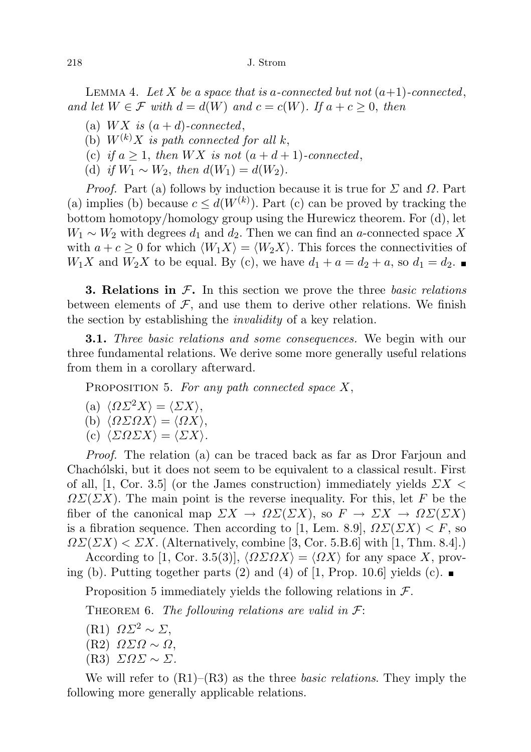Lemma 4. *Let $X$ be a space that is $a$-connected but not $(a+1)$-connected, and let $W \in \mathcal{F}$ with $d = d(W)$ and $c = c(W)$. If $a + c \geq 0$, then*

(a) *$WX$ is $(a+d)$-connected,*
(b) *$W^{(k)}X$ is path connected for all $k$,*
(c) *if $a \geq 1$, then $WX$ is not $(a+d+1)$-connected,*
(d) *if $W_1 \sim W_2$, then $d(W_1) = d(W_2)$.*

*Proof.* Part (a) follows by induction because it is true for $\Sigma$ and $\Omega$. Part (a) implies (b) because $c \leq d(W^{(k)})$. Part (c) can be proved by tracking the bottom homotopy/homology group using the Hurewicz theorem. For (d), let $W_1 \sim W_2$ with degrees $d_1$ and $d_2$. Then we can find an $a$-connected space $X$ with $a + c \geq 0$ for which $\langle W_1 X\rangle = \langle W_2 X\rangle$. This forces the connectivities of $W_1 X$ and $W_2 X$ to be equal. By (c), we have $d_1 + a = d_2 + a$, so $d_1 = d_2$. ∎

**3. Relations in $\mathcal{F}$.** In this section we prove the three *basic relations* between elements of $\mathcal{F}$, and use them to derive other relations. We finish the section by establishing the *invalidity* of a key relation.

**3.1.** *Three basic relations and some consequences.* We begin with our three fundamental relations. We derive some more generally useful relations from them in a corollary afterward.

Proposition 5. *For any path connected space $X$,*

(a) $\langle \Omega\Sigma^2 X\rangle = \langle \Sigma X\rangle$,
(b) $\langle \Omega\Sigma\Omega X\rangle = \langle \Omega X\rangle$,
(c) $\langle \Sigma\Omega\Sigma X\rangle = \langle \Sigma X\rangle$.

*Proof.* The relation (a) can be traced back as far as Dror Farjoun and Chachólski, but it does not seem to be equivalent to a classical result. First of all, [1, Cor. 3.5] (or the James construction) immediately yields $\Sigma X < \Omega\Sigma(\Sigma X)$. The main point is the reverse inequality. For this, let $F$ be the fiber of the canonical map $\Sigma X \to \Omega\Sigma(\Sigma X)$, so $F \to \Sigma X \to \Omega\Sigma(\Sigma X)$ is a fibration sequence. Then according to [1, Lem. 8.9], $\Omega\Sigma(\Sigma X) < F$, so $\Omega\Sigma(\Sigma X) < \Sigma X$. (Alternatively, combine [3, Cor. 5.B.6] with [1, Thm. 8.4].)

According to [1, Cor. 3.5(3)], $\langle \Omega\Sigma\Omega X\rangle = \langle \Omega X\rangle$ for any space $X$, proving (b). Putting together parts (2) and (4) of [1, Prop. 10.6] yields (c). ∎

Proposition 5 immediately yields the following relations in $\mathcal{F}$.

Theorem 6. *The following relations are valid in $\mathcal{F}$:*

(R1) $\Omega\Sigma^2 \sim \Sigma$,
(R2) $\Omega\Sigma\Omega \sim \Omega$,
(R3) $\Sigma\Omega\Sigma \sim \Sigma$.

We will refer to (R1)–(R3) as the three *basic relations*. They imply the following more generally applicable relations.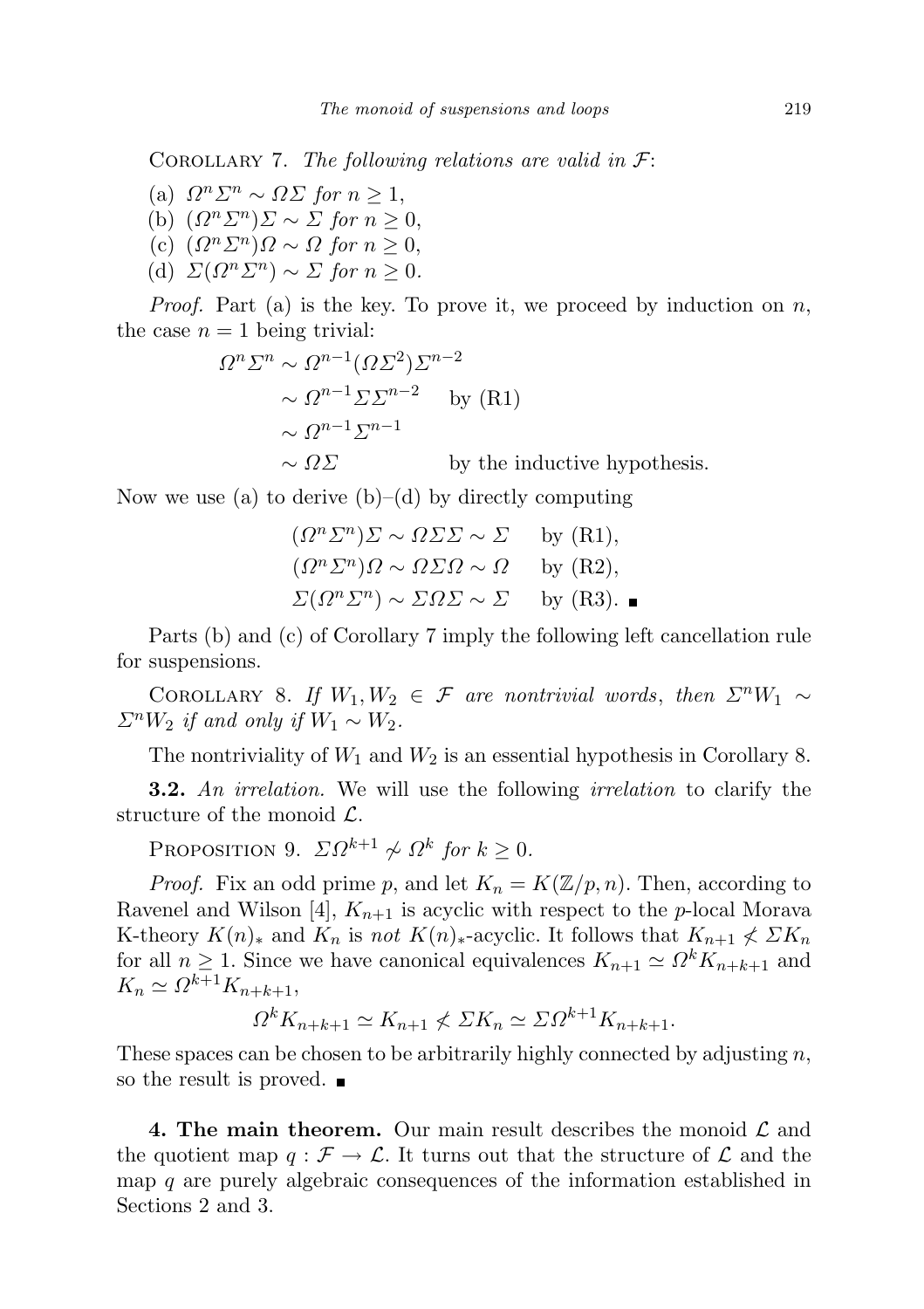Corollary 7. *The following relations are valid in* $\mathcal{F}$:

(a) $\Omega^n\Sigma^n \sim \Omega\Sigma$ *for* $n \geq 1$,
(b) $(\Omega^n\Sigma^n)\Sigma \sim \Sigma$ *for* $n \geq 0$,
(c) $(\Omega^n\Sigma^n)\Omega \sim \Omega$ *for* $n \geq 0$,
(d) $\Sigma(\Omega^n\Sigma^n) \sim \Sigma$ *for* $n \geq 0$.

*Proof.* Part (a) is the key. To prove it, we proceed by induction on $n$, the case $n = 1$ being trivial:

$$
\begin{aligned}
\Omega^n\Sigma^n &\sim \Omega^{n-1}(\Omega\Sigma^2)\Sigma^{n-2} \\
&\sim \Omega^{n-1}\Sigma\Sigma^{n-2} \quad \text{by (R1)} \\
&\sim \Omega^{n-1}\Sigma^{n-1} \\
&\sim \Omega\Sigma \qquad\qquad \text{by the inductive hypothesis.}
\end{aligned}
$$

Now we use (a) to derive (b)–(d) by directly computing

$$
\begin{aligned}
(\Omega^n\Sigma^n)\Sigma &\sim \Omega\Sigma\Sigma \sim \Sigma \quad \text{by (R1)}, \\
(\Omega^n\Sigma^n)\Omega &\sim \Omega\Sigma\Omega \sim \Omega \quad \text{by (R2)}, \\
\Sigma(\Omega^n\Sigma^n) &\sim \Sigma\Omega\Sigma \sim \Sigma \quad \text{by (R3)}. \ \blacksquare
\end{aligned}
$$

Parts (b) and (c) of Corollary 7 imply the following left cancellation rule for suspensions.

Corollary 8. *If* $W_1, W_2 \in \mathcal{F}$ *are nontrivial words*, *then* $\Sigma^n W_1 \sim \Sigma^n W_2$ *if and only if* $W_1 \sim W_2$.

The nontriviality of $W_1$ and $W_2$ is an essential hypothesis in Corollary 8.

**3.2.** *An irrelation.* We will use the following *irrelation* to clarify the structure of the monoid $\mathcal{L}$.

Proposition 9. $\Sigma\Omega^{k+1} \not\sim \Omega^k$ *for* $k \geq 0$.

*Proof.* Fix an odd prime $p$, and let $K_n = K(\mathbb{Z}/p, n)$. Then, according to Ravenel and Wilson [4], $K_{n+1}$ is acyclic with respect to the $p$-local Morava K-theory $K(n)_*$ and $K_n$ is *not* $K(n)_*$-acyclic. It follows that $K_{n+1} \not< \Sigma K_n$ for all $n \geq 1$. Since we have canonical equivalences $K_{n+1} \simeq \Omega^k K_{n+k+1}$ and $K_n \simeq \Omega^{k+1} K_{n+k+1}$,

$$
\Omega^k K_{n+k+1} \simeq K_{n+1} \not< \Sigma K_n \simeq \Sigma\Omega^{k+1} K_{n+k+1}.
$$

These spaces can be chosen to be arbitrarily highly connected by adjusting $n$, so the result is proved. $\blacksquare$

**4. The main theorem.** Our main result describes the monoid $\mathcal{L}$ and the quotient map $q : \mathcal{F} \to \mathcal{L}$. It turns out that the structure of $\mathcal{L}$ and the map $q$ are purely algebraic consequences of the information established in Sections 2 and 3.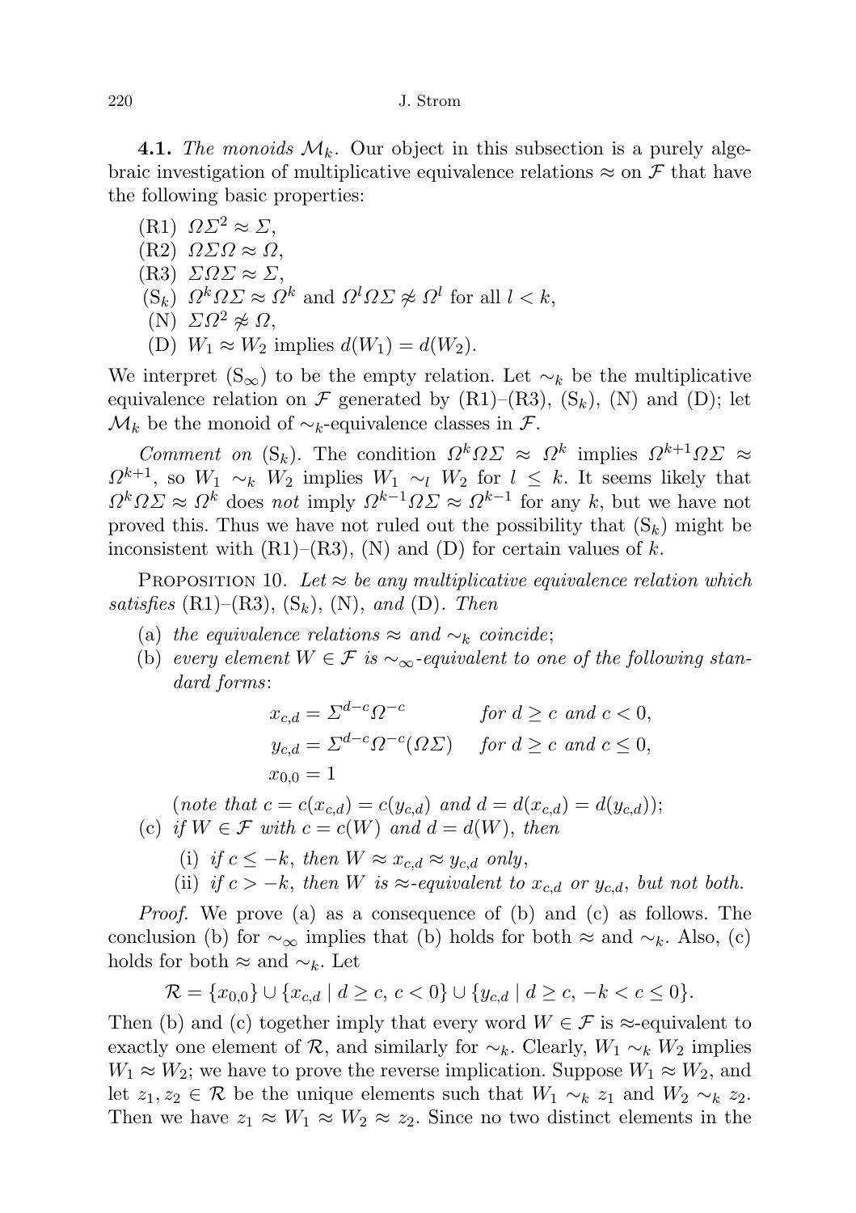**4.1.** *The monoids* $\mathcal{M}_k$. Our object in this subsection is a purely algebraic investigation of multiplicative equivalence relations $\approx$ on $\mathcal{F}$ that have the following basic properties:

- (R1) $\Omega\Sigma^2 \approx \Sigma$,
- (R2) $\Omega\Sigma\Omega \approx \Omega$,
- (R3) $\Sigma\Omega\Sigma \approx \Sigma$,
- ($\mathrm{S}_k$) $\Omega^k\Omega\Sigma \approx \Omega^k$ and $\Omega^l\Omega\Sigma \not\approx \Omega^l$ for all $l < k$,
- (N) $\Sigma\Omega^2 \not\approx \Omega$,
- (D) $W_1 \approx W_2$ implies $d(W_1) = d(W_2)$.

We interpret ($\mathrm{S}_\infty$) to be the empty relation. Let $\sim_k$ be the multiplicative equivalence relation on $\mathcal{F}$ generated by (R1)–(R3), ($\mathrm{S}_k$), (N) and (D); let $\mathcal{M}_k$ be the monoid of $\sim_k$-equivalence classes in $\mathcal{F}$.

*Comment on* ($\mathrm{S}_k$). The condition $\Omega^k\Omega\Sigma \approx \Omega^k$ implies $\Omega^{k+1}\Omega\Sigma \approx \Omega^{k+1}$, so $W_1 \sim_k W_2$ implies $W_1 \sim_l W_2$ for $l \leq k$. It seems likely that $\Omega^k\Omega\Sigma \approx \Omega^k$ does *not* imply $\Omega^{k-1}\Omega\Sigma \approx \Omega^{k-1}$ for any $k$, but we have not proved this. Thus we have not ruled out the possibility that ($\mathrm{S}_k$) might be inconsistent with (R1)–(R3), (N) and (D) for certain values of $k$.

Proposition 10. *Let $\approx$ be any multiplicative equivalence relation which satisfies* (R1)–(R3), ($\mathrm{S}_k$), (N), *and* (D). *Then*

(a) *the equivalence relations $\approx$ and $\sim_k$ coincide*;

(b) *every element $W \in \mathcal{F}$ is $\sim_\infty$-equivalent to one of the following standard forms*:

$$
\begin{aligned}
x_{c,d} &= \Sigma^{d-c}\Omega^{-c} && \textit{for } d \geq c \textit{ and } c < 0,\\
y_{c,d} &= \Sigma^{d-c}\Omega^{-c}(\Omega\Sigma) && \textit{for } d \geq c \textit{ and } c \leq 0,\\
x_{0,0} &= 1
\end{aligned}
$$

(*note that* $c = c(x_{c,d}) = c(y_{c,d})$ *and* $d = d(x_{c,d}) = d(y_{c,d})$);

(c) *if $W \in \mathcal{F}$ with $c = c(W)$ and $d = d(W)$, then*

  (i) *if $c \leq -k$, then $W \approx x_{c,d} \approx y_{c,d}$ only*,

  (ii) *if $c > -k$, then $W$ is $\approx$-equivalent to $x_{c,d}$ or $y_{c,d}$, but not both.*

*Proof.* We prove (a) as a consequence of (b) and (c) as follows. The conclusion (b) for $\sim_\infty$ implies that (b) holds for both $\approx$ and $\sim_k$. Also, (c) holds for both $\approx$ and $\sim_k$. Let

$$\mathcal{R} = \{x_{0,0}\} \cup \{x_{c,d} \mid d \geq c,\ c < 0\} \cup \{y_{c,d} \mid d \geq c,\ -k < c \leq 0\}.$$

Then (b) and (c) together imply that every word $W \in \mathcal{F}$ is $\approx$-equivalent to exactly one element of $\mathcal{R}$, and similarly for $\sim_k$. Clearly, $W_1 \sim_k W_2$ implies $W_1 \approx W_2$; we have to prove the reverse implication. Suppose $W_1 \approx W_2$, and let $z_1, z_2 \in \mathcal{R}$ be the unique elements such that $W_1 \sim_k z_1$ and $W_2 \sim_k z_2$. Then we have $z_1 \approx W_1 \approx W_2 \approx z_2$. Since no two distinct elements in the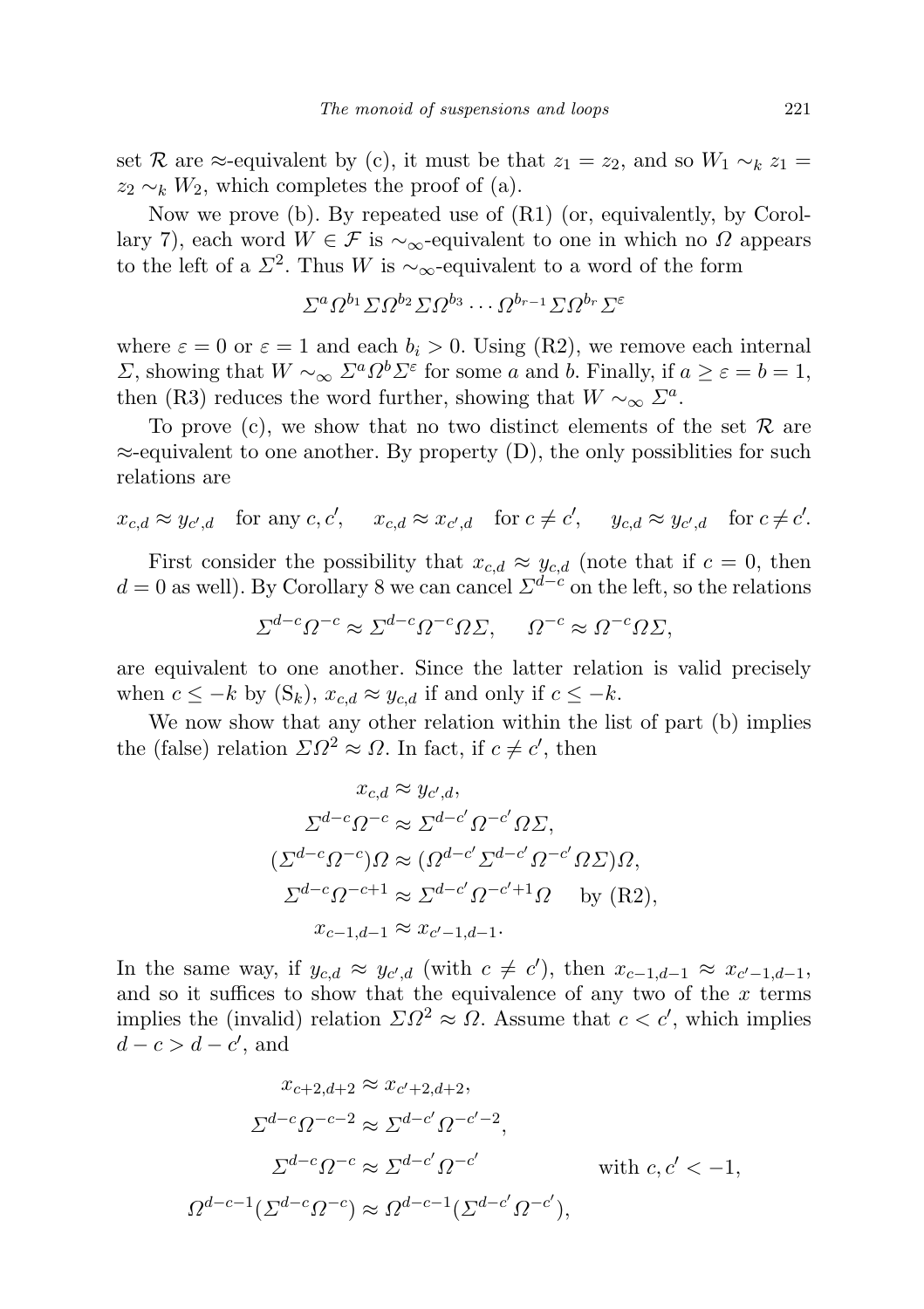set $\mathcal{R}$ are $\approx$-equivalent by (c), it must be that $z_1 = z_2$, and so $W_1 \sim_k z_1 = z_2 \sim_k W_2$, which completes the proof of (a).

Now we prove (b). By repeated use of (R1) (or, equivalently, by Corollary 7), each word $W \in \mathcal{F}$ is $\sim_\infty$-equivalent to one in which no $\Omega$ appears to the left of a $\Sigma^2$. Thus $W$ is $\sim_\infty$-equivalent to a word of the form

$$\Sigma^a \Omega^{b_1} \Sigma \Omega^{b_2} \Sigma \Omega^{b_3} \cdots \Omega^{b_{r-1}} \Sigma \Omega^{b_r} \Sigma^\varepsilon$$

where $\varepsilon = 0$ or $\varepsilon = 1$ and each $b_i > 0$. Using (R2), we remove each internal $\Sigma$, showing that $W \sim_\infty \Sigma^a \Omega^b \Sigma^\varepsilon$ for some $a$ and $b$. Finally, if $a \geq \varepsilon = b = 1$, then (R3) reduces the word further, showing that $W \sim_\infty \Sigma^a$.

To prove (c), we show that no two distinct elements of the set $\mathcal{R}$ are $\approx$-equivalent to one another. By property (D), the only possiblities for such relations are

$$x_{c,d} \approx y_{c',d} \quad \text{for any } c, c', \qquad x_{c,d} \approx x_{c',d} \quad \text{for } c \neq c', \qquad y_{c,d} \approx y_{c',d} \quad \text{for } c \neq c'.$$

First consider the possibility that $x_{c,d} \approx y_{c,d}$ (note that if $c = 0$, then $d = 0$ as well). By Corollary 8 we can cancel $\Sigma^{d-c}$ on the left, so the relations

$$\Sigma^{d-c}\Omega^{-c} \approx \Sigma^{d-c}\Omega^{-c}\Omega\Sigma, \qquad \Omega^{-c} \approx \Omega^{-c}\Omega\Sigma,$$

are equivalent to one another. Since the latter relation is valid precisely when $c \leq -k$ by ($\mathrm{S}_k$), $x_{c,d} \approx y_{c,d}$ if and only if $c \leq -k$.

We now show that any other relation within the list of part (b) implies the (false) relation $\Sigma\Omega^2 \approx \Omega$. In fact, if $c \neq c'$, then

$$\begin{aligned}
x_{c,d} &\approx y_{c',d}, \\
\Sigma^{d-c}\Omega^{-c} &\approx \Sigma^{d-c'}\Omega^{-c'}\Omega\Sigma, \\
(\Sigma^{d-c}\Omega^{-c})\Omega &\approx (\Omega^{d-c'}\Sigma^{d-c'}\Omega^{-c'}\Omega\Sigma)\Omega, \\
\Sigma^{d-c}\Omega^{-c+1} &\approx \Sigma^{d-c'}\Omega^{-c'+1}\Omega \quad \text{ by (R2)}, \\
x_{c-1,d-1} &\approx x_{c'-1,d-1}.
\end{aligned}$$

In the same way, if $y_{c,d} \approx y_{c',d}$ (with $c \neq c'$), then $x_{c-1,d-1} \approx x_{c'-1,d-1}$, and so it suffices to show that the equivalence of any two of the $x$ terms implies the (invalid) relation $\Sigma\Omega^2 \approx \Omega$. Assume that $c < c'$, which implies $d - c > d - c'$, and

$$\begin{aligned}
x_{c+2,d+2} &\approx x_{c'+2,d+2}, \\
\Sigma^{d-c}\Omega^{-c-2} &\approx \Sigma^{d-c'}\Omega^{-c'-2}, \\
\Sigma^{d-c}\Omega^{-c} &\approx \Sigma^{d-c'}\Omega^{-c'} \qquad \text{with } c, c' < -1, \\
\Omega^{d-c-1}(\Sigma^{d-c}\Omega^{-c}) &\approx \Omega^{d-c-1}(\Sigma^{d-c'}\Omega^{-c'}),
\end{aligned}$$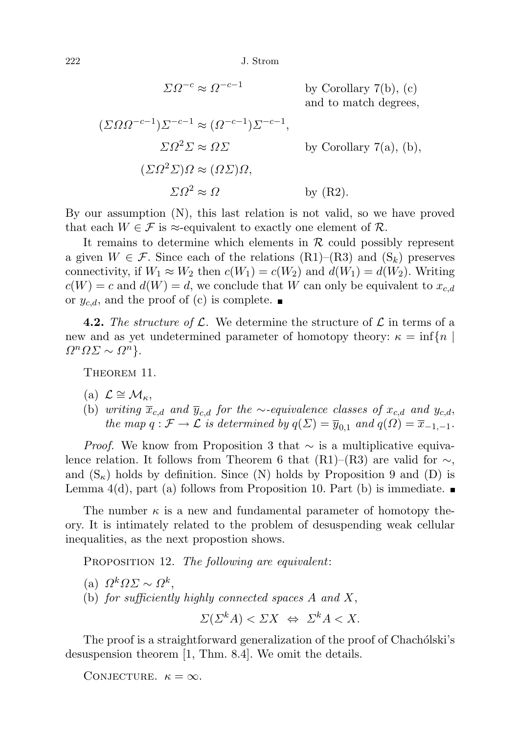$$\Sigma\Omega^{-c} \approx \Omega^{-c-1} \qquad \text{by Corollary 7(b), (c) and to match degrees,}$$

$$(\Sigma\Omega\Omega^{-c-1})\Sigma^{-c-1} \approx (\Omega^{-c-1})\Sigma^{-c-1},$$

$$\Sigma\Omega^2\Sigma \approx \Omega\Sigma \qquad \text{by Corollary 7(a), (b),}$$

$$(\Sigma\Omega^2\Sigma)\Omega \approx (\Omega\Sigma)\Omega,$$

$$\Sigma\Omega^2 \approx \Omega \qquad \text{by (R2).}$$

By our assumption (N), this last relation is not valid, so we have proved that each $W \in \mathcal{F}$ is $\approx$-equivalent to exactly one element of $\mathcal{R}$.

It remains to determine which elements in $\mathcal{R}$ could possibly represent a given $W \in \mathcal{F}$. Since each of the relations (R1)–(R3) and ($\mathrm{S}_k$) preserves connectivity, if $W_1 \approx W_2$ then $c(W_1) = c(W_2)$ and $d(W_1) = d(W_2)$. Writing $c(W) = c$ and $d(W) = d$, we conclude that $W$ can only be equivalent to $x_{c,d}$ or $y_{c,d}$, and the proof of (c) is complete. ■

**4.2.** *The structure of $\mathcal{L}$.* We determine the structure of $\mathcal{L}$ in terms of a new and as yet undetermined parameter of homotopy theory: $\kappa = \inf\{n \mid \Omega^n\Omega\Sigma \sim \Omega^n\}$.

THEOREM 11.

(a) $\mathcal{L} \cong \mathcal{M}_\kappa$,

(b) *writing $\overline{x}_{c,d}$ and $\overline{y}_{c,d}$ for the $\sim$-equivalence classes of $x_{c,d}$ and $y_{c,d}$, the map $q : \mathcal{F} \to \mathcal{L}$ is determined by $q(\Sigma) = \overline{y}_{0,1}$ and $q(\Omega) = \overline{x}_{-1,-1}$.*

*Proof.* We know from Proposition 3 that $\sim$ is a multiplicative equivalence relation. It follows from Theorem 6 that (R1)–(R3) are valid for $\sim$, and ($\mathrm{S}_\kappa$) holds by definition. Since (N) holds by Proposition 9 and (D) is Lemma 4(d), part (a) follows from Proposition 10. Part (b) is immediate. ■

The number $\kappa$ is a new and fundamental parameter of homotopy theory. It is intimately related to the problem of desuspending weak cellular inequalities, as the next propostion shows.

PROPOSITION 12. *The following are equivalent*:

(a) $\Omega^k\Omega\Sigma \sim \Omega^k$,

(b) *for sufficiently highly connected spaces $A$ and $X$*,

$$\Sigma(\Sigma^k A) < \Sigma X \;\Leftrightarrow\; \Sigma^k A < X.$$

The proof is a straightforward generalization of the proof of Chachólski's desuspension theorem [1, Thm. 8.4]. We omit the details.

CONJECTURE. $\kappa = \infty$.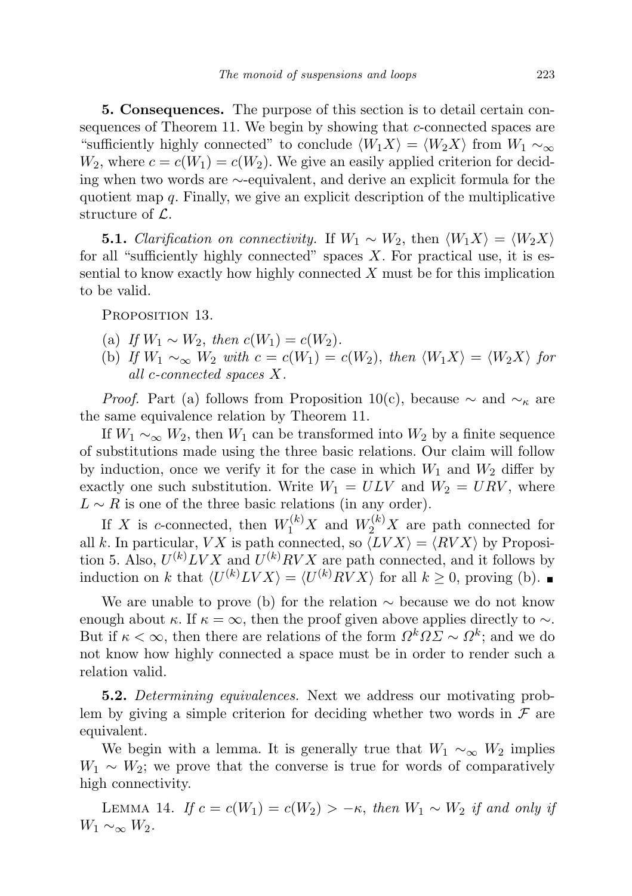**5. Consequences.** The purpose of this section is to detail certain consequences of Theorem 11. We begin by showing that $c$-connected spaces are "sufficiently highly connected" to conclude $\langle W_1 X\rangle = \langle W_2 X\rangle$ from $W_1 \sim_\infty W_2$, where $c = c(W_1) = c(W_2)$. We give an easily applied criterion for deciding when two words are $\sim$-equivalent, and derive an explicit formula for the quotient map $q$. Finally, we give an explicit description of the multiplicative structure of $\mathcal{L}$.

**5.1.** *Clarification on connectivity.* If $W_1 \sim W_2$, then $\langle W_1 X\rangle = \langle W_2 X\rangle$ for all "sufficiently highly connected" spaces $X$. For practical use, it is essential to know exactly how highly connected $X$ must be for this implication to be valid.

Proposition 13.

- (a) *If* $W_1 \sim W_2$, *then* $c(W_1) = c(W_2)$.
- (b) *If* $W_1 \sim_\infty W_2$ *with* $c = c(W_1) = c(W_2)$, *then* $\langle W_1 X\rangle = \langle W_2 X\rangle$ *for all $c$-connected spaces $X$.*

*Proof.* Part (a) follows from Proposition 10(c), because $\sim$ and $\sim_\kappa$ are the same equivalence relation by Theorem 11.

If $W_1 \sim_\infty W_2$, then $W_1$ can be transformed into $W_2$ by a finite sequence of substitutions made using the three basic relations. Our claim will follow by induction, once we verify it for the case in which $W_1$ and $W_2$ differ by exactly one such substitution. Write $W_1 = ULV$ and $W_2 = URV$, where $L \sim R$ is one of the three basic relations (in any order).

If $X$ is $c$-connected, then $W_1^{(k)} X$ and $W_2^{(k)} X$ are path connected for all $k$. In particular, $VX$ is path connected, so $\langle LVX\rangle = \langle RVX\rangle$ by Proposition 5. Also, $U^{(k)}LVX$ and $U^{(k)}RVX$ are path connected, and it follows by induction on $k$ that $\langle U^{(k)}LVX\rangle = \langle U^{(k)}RVX\rangle$ for all $k \geq 0$, proving (b). ∎

We are unable to prove (b) for the relation $\sim$ because we do not know enough about $\kappa$. If $\kappa = \infty$, then the proof given above applies directly to $\sim$. But if $\kappa < \infty$, then there are relations of the form $\Omega^k \Omega\Sigma \sim \Omega^k$; and we do not know how highly connected a space must be in order to render such a relation valid.

**5.2.** *Determining equivalences.* Next we address our motivating problem by giving a simple criterion for deciding whether two words in $\mathcal{F}$ are equivalent.

We begin with a lemma. It is generally true that $W_1 \sim_\infty W_2$ implies $W_1 \sim W_2$; we prove that the converse is true for words of comparatively high connectivity.

Lemma 14. *If* $c = c(W_1) = c(W_2) > -\kappa$, *then* $W_1 \sim W_2$ *if and only if* $W_1 \sim_\infty W_2$.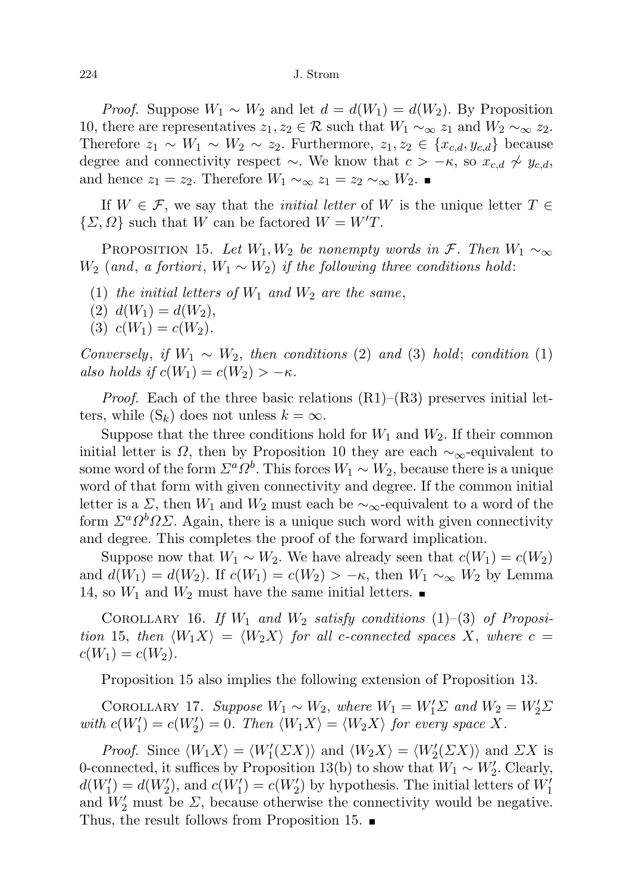*Proof.* Suppose $W_1 \sim W_2$ and let $d = d(W_1) = d(W_2)$. By Proposition 10, there are representatives $z_1, z_2 \in \mathcal{R}$ such that $W_1 \sim_\infty z_1$ and $W_2 \sim_\infty z_2$. Therefore $z_1 \sim W_1 \sim W_2 \sim z_2$. Furthermore, $z_1, z_2 \in \{x_{c,d}, y_{c,d}\}$ because degree and connectivity respect $\sim$. We know that $c > -\kappa$, so $x_{c,d} \not\sim y_{c,d}$, and hence $z_1 = z_2$. Therefore $W_1 \sim_\infty z_1 = z_2 \sim_\infty W_2$. ∎

If $W \in \mathcal{F}$, we say that the *initial letter* of $W$ is the unique letter $T \in \{\Sigma, \Omega\}$ such that $W$ can be factored $W = W'T$.

PROPOSITION 15. *Let $W_1, W_2$ be nonempty words in $\mathcal{F}$. Then $W_1 \sim_\infty W_2$ (and, a fortiori, $W_1 \sim W_2$) if the following three conditions hold*:

(1) *the initial letters of $W_1$ and $W_2$ are the same*,
(2) $d(W_1) = d(W_2)$,
(3) $c(W_1) = c(W_2)$.

*Conversely, if $W_1 \sim W_2$, then conditions* (2) *and* (3) *hold*; *condition* (1) *also holds if $c(W_1) = c(W_2) > -\kappa$.*

*Proof.* Each of the three basic relations (R1)–(R3) preserves initial letters, while $(\mathrm{S}_k)$ does not unless $k = \infty$.

Suppose that the three conditions hold for $W_1$ and $W_2$. If their common initial letter is $\Omega$, then by Proposition 10 they are each $\sim_\infty$-equivalent to some word of the form $\Sigma^a \Omega^b$. This forces $W_1 \sim W_2$, because there is a unique word of that form with given connectivity and degree. If the common initial letter is a $\Sigma$, then $W_1$ and $W_2$ must each be $\sim_\infty$-equivalent to a word of the form $\Sigma^a \Omega^b \Omega \Sigma$. Again, there is a unique such word with given connectivity and degree. This completes the proof of the forward implication.

Suppose now that $W_1 \sim W_2$. We have already seen that $c(W_1) = c(W_2)$ and $d(W_1) = d(W_2)$. If $c(W_1) = c(W_2) > -\kappa$, then $W_1 \sim_\infty W_2$ by Lemma 14, so $W_1$ and $W_2$ must have the same initial letters. ∎

COROLLARY 16. *If $W_1$ and $W_2$ satisfy conditions* (1)–(3) *of Proposition* 15, *then $\langle W_1 X \rangle = \langle W_2 X \rangle$ for all $c$-connected spaces $X$, where $c = c(W_1) = c(W_2)$.*

Proposition 15 also implies the following extension of Proposition 13.

COROLLARY 17. *Suppose $W_1 \sim W_2$, where $W_1 = W_1' \Sigma$ and $W_2 = W_2' \Sigma$ with $c(W_1') = c(W_2') = 0$. Then $\langle W_1 X \rangle = \langle W_2 X \rangle$ for every space $X$.*

*Proof.* Since $\langle W_1 X \rangle = \langle W_1'(\Sigma X) \rangle$ and $\langle W_2 X \rangle = \langle W_2'(\Sigma X) \rangle$ and $\Sigma X$ is 0-connected, it suffices by Proposition 13(b) to show that $W_1 \sim W_2'$. Clearly, $d(W_1') = d(W_2')$, and $c(W_1') = c(W_2')$ by hypothesis. The initial letters of $W_1'$ and $W_2'$ must be $\Sigma$, because otherwise the connectivity would be negative. Thus, the result follows from Proposition 15. ∎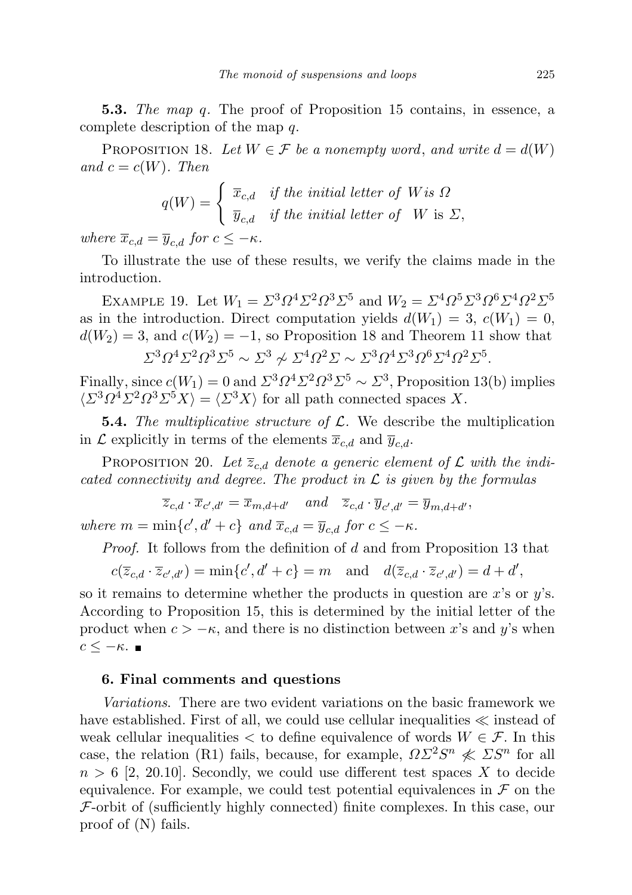**5.3.** *The map q.* The proof of Proposition 15 contains, in essence, a complete description of the map $q$.

PROPOSITION 18. *Let $W \in \mathcal{F}$ be a nonempty word, and write $d = d(W)$ and $c = c(W)$. Then*

$$q(W) = \begin{cases} \overline{x}_{c,d} & \text{if the initial letter of } W \text{ is } \Omega \\ \overline{y}_{c,d} & \text{if the initial letter of } W \text{ is } \Sigma, \end{cases}$$

*where $\overline{x}_{c,d} = \overline{y}_{c,d}$ for $c \le -\kappa$.*

To illustrate the use of these results, we verify the claims made in the introduction.

EXAMPLE 19. Let $W_1 = \Sigma^3\Omega^4\Sigma^2\Omega^3\Sigma^5$ and $W_2 = \Sigma^4\Omega^5\Sigma^3\Omega^6\Sigma^4\Omega^2\Sigma^5$ as in the introduction. Direct computation yields $d(W_1) = 3$, $c(W_1) = 0$, $d(W_2) = 3$, and $c(W_2) = -1$, so Proposition 18 and Theorem 11 show that

$$\Sigma^3\Omega^4\Sigma^2\Omega^3\Sigma^5 \sim \Sigma^3 \not\sim \Sigma^4\Omega^2\Sigma \sim \Sigma^3\Omega^4\Sigma^3\Omega^6\Sigma^4\Omega^2\Sigma^5.$$

Finally, since $c(W_1) = 0$ and $\Sigma^3\Omega^4\Sigma^2\Omega^3\Sigma^5 \sim \Sigma^3$, Proposition 13(b) implies $\langle \Sigma^3\Omega^4\Sigma^2\Omega^3\Sigma^5 X\rangle = \langle \Sigma^3 X\rangle$ for all path connected spaces $X$.

**5.4.** *The multiplicative structure of $\mathcal{L}$.* We describe the multiplication in $\mathcal{L}$ explicitly in terms of the elements $\overline{x}_{c,d}$ and $\overline{y}_{c,d}$.

PROPOSITION 20. *Let $\overline{z}_{c,d}$ denote a generic element of $\mathcal{L}$ with the indicated connectivity and degree. The product in $\mathcal{L}$ is given by the formulas*

$$\overline{z}_{c,d} \cdot \overline{x}_{c',d'} = \overline{x}_{m,d+d'} \quad \text{and} \quad \overline{z}_{c,d} \cdot \overline{y}_{c',d'} = \overline{y}_{m,d+d'},$$

*where $m = \min\{c', d' + c\}$ and $\overline{x}_{c,d} = \overline{y}_{c,d}$ for $c \le -\kappa$.*

*Proof.* It follows from the definition of $d$ and from Proposition 13 that

$$c(\overline{z}_{c,d} \cdot \overline{z}_{c',d'}) = \min\{c', d' + c\} = m \quad \text{and} \quad d(\overline{z}_{c,d} \cdot \overline{z}_{c',d'}) = d + d',$$

so it remains to determine whether the products in question are $x$'s or $y$'s. According to Proposition 15, this is determined by the initial letter of the product when $c > -\kappa$, and there is no distinction between $x$'s and $y$'s when $c \le -\kappa$. ∎

## 6. Final comments and questions

*Variations.* There are two evident variations on the basic framework we have established. First of all, we could use cellular inequalities $\ll$ instead of weak cellular inequalities $<$ to define equivalence of words $W \in \mathcal{F}$. In this case, the relation (R1) fails, because, for example, $\Omega\Sigma^2 S^n \not\ll \Sigma S^n$ for all $n > 6$ [2, 20.10]. Secondly, we could use different test spaces $X$ to decide equivalence. For example, we could test potential equivalences in $\mathcal{F}$ on the $\mathcal{F}$-orbit of (sufficiently highly connected) finite complexes. In this case, our proof of (N) fails.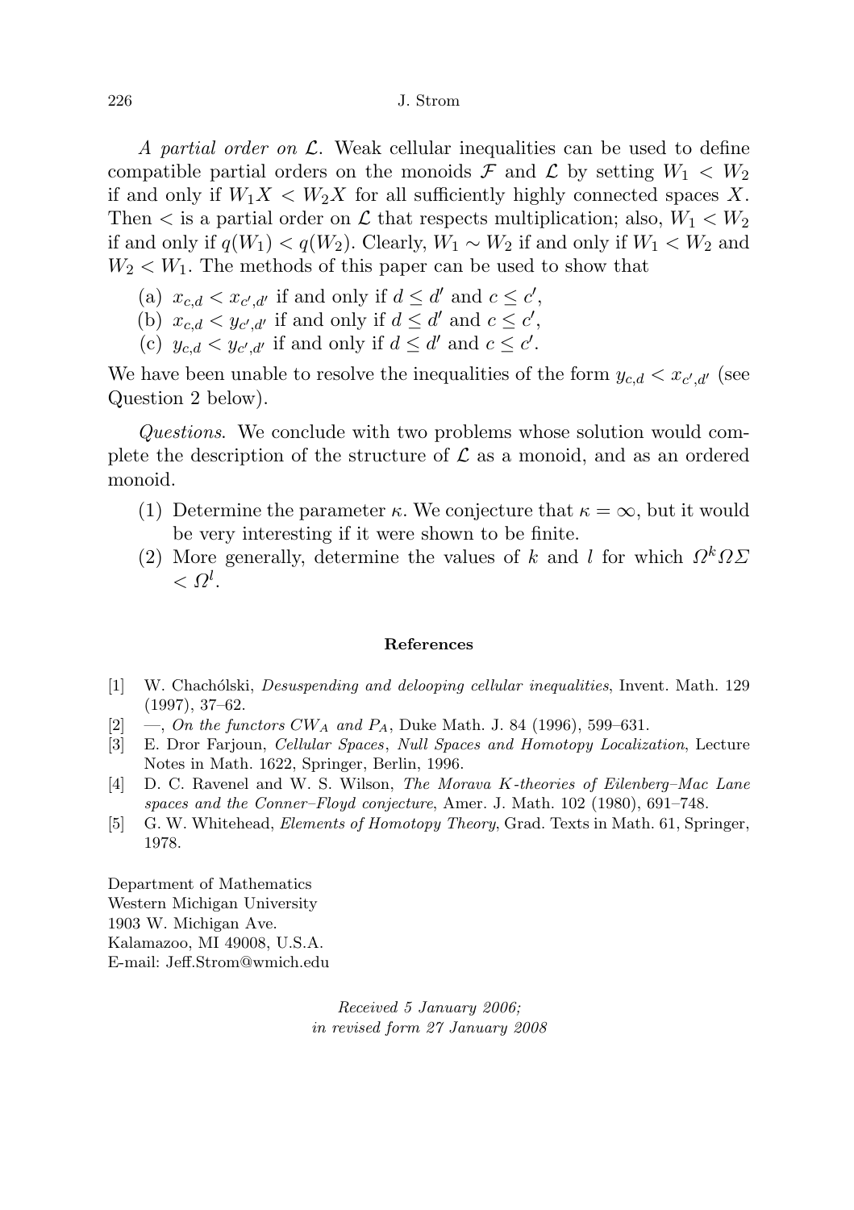*A partial order on $\mathcal{L}$.* Weak cellular inequalities can be used to define compatible partial orders on the monoids $\mathcal{F}$ and $\mathcal{L}$ by setting $W_1 < W_2$ if and only if $W_1 X < W_2 X$ for all sufficiently highly connected spaces $X$. Then $<$ is a partial order on $\mathcal{L}$ that respects multiplication; also, $W_1 < W_2$ if and only if $q(W_1) < q(W_2)$. Clearly, $W_1 \sim W_2$ if and only if $W_1 < W_2$ and $W_2 < W_1$. The methods of this paper can be used to show that

(a) $x_{c,d} < x_{c',d'}$ if and only if $d \le d'$ and $c \le c'$,
(b) $x_{c,d} < y_{c',d'}$ if and only if $d \le d'$ and $c \le c'$,
(c) $y_{c,d} < y_{c',d'}$ if and only if $d \le d'$ and $c \le c'$.

We have been unable to resolve the inequalities of the form $y_{c,d} < x_{c',d'}$ (see Question 2 below).

*Questions.* We conclude with two problems whose solution would complete the description of the structure of $\mathcal{L}$ as a monoid, and as an ordered monoid.

(1) Determine the parameter $\kappa$. We conjecture that $\kappa = \infty$, but it would be very interesting if it were shown to be finite.
(2) More generally, determine the values of $k$ and $l$ for which $\Omega^k \Omega \Sigma < \Omega^l$.

## References

[1] W. Chachólski, *Desuspending and delooping cellular inequalities*, Invent. Math. 129 (1997), 37–62.

[2] —, *On the functors $CW_A$ and $P_A$*, Duke Math. J. 84 (1996), 599–631.

[3] E. Dror Farjoun, *Cellular Spaces*, *Null Spaces and Homotopy Localization*, Lecture Notes in Math. 1622, Springer, Berlin, 1996.

[4] D. C. Ravenel and W. S. Wilson, *The Morava K-theories of Eilenberg–Mac Lane spaces and the Conner–Floyd conjecture*, Amer. J. Math. 102 (1980), 691–748.

[5] G. W. Whitehead, *Elements of Homotopy Theory*, Grad. Texts in Math. 61, Springer, 1978.

Department of Mathematics
Western Michigan University
1903 W. Michigan Ave.
Kalamazoo, MI 49008, U.S.A.
E-mail: Jeff.Strom@wmich.edu

*Received 5 January 2006;*
*in revised form 27 January 2008*